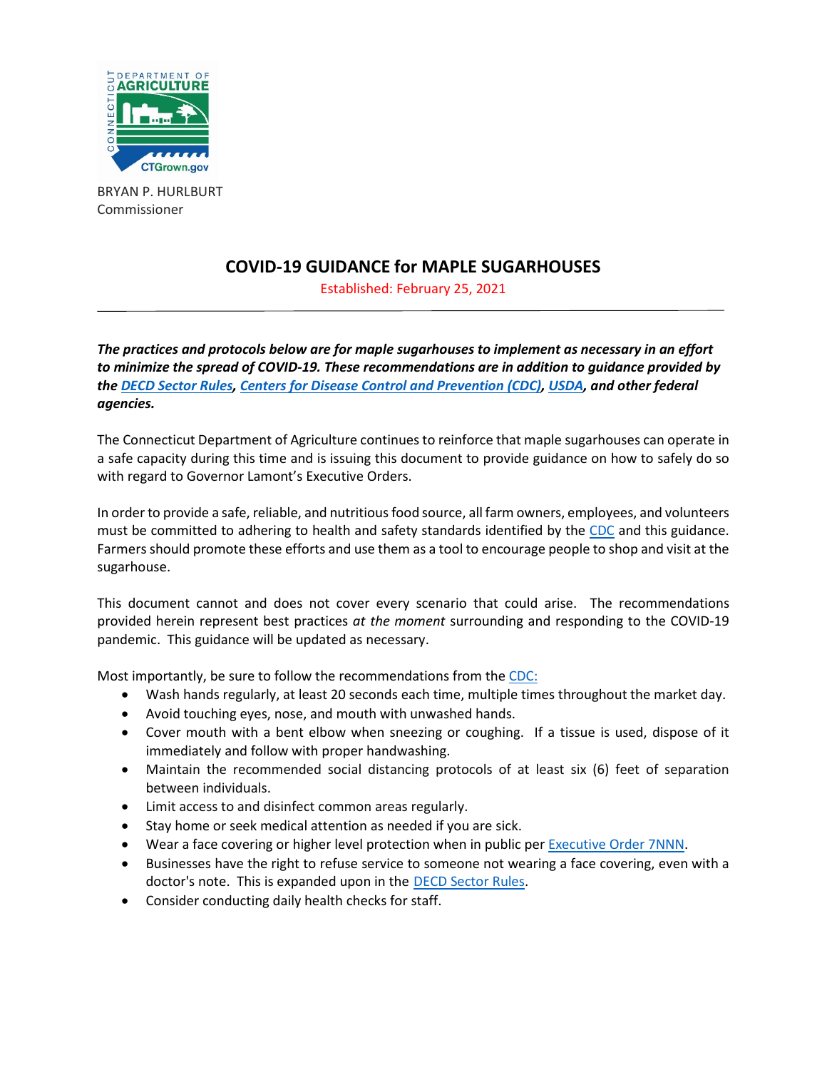BRYAN P. HURLBURT
Commissioner

# COVID-19 GUIDANCE for MAPLE SUGARHOUSES

Established: February 25, 2021

---

***The practices and protocols below are for maple sugarhouses to implement as necessary in an effort to minimize the spread of COVID-19. These recommendations are in addition to guidance provided by the DECD Sector Rules, Centers for Disease Control and Prevention (CDC), USDA, and other federal agencies.***

The Connecticut Department of Agriculture continues to reinforce that maple sugarhouses can operate in a safe capacity during this time and is issuing this document to provide guidance on how to safely do so with regard to Governor Lamont's Executive Orders.

In order to provide a safe, reliable, and nutritious food source, all farm owners, employees, and volunteers must be committed to adhering to health and safety standards identified by the CDC and this guidance. Farmers should promote these efforts and use them as a tool to encourage people to shop and visit at the sugarhouse.

This document cannot and does not cover every scenario that could arise. The recommendations provided herein represent best practices *at the moment* surrounding and responding to the COVID-19 pandemic. This guidance will be updated as necessary.

Most importantly, be sure to follow the recommendations from the CDC:

- Wash hands regularly, at least 20 seconds each time, multiple times throughout the market day.
- Avoid touching eyes, nose, and mouth with unwashed hands.
- Cover mouth with a bent elbow when sneezing or coughing. If a tissue is used, dispose of it immediately and follow with proper handwashing.
- Maintain the recommended social distancing protocols of at least six (6) feet of separation between individuals.
- Limit access to and disinfect common areas regularly.
- Stay home or seek medical attention as needed if you are sick.
- Wear a face covering or higher level protection when in public per Executive Order 7NNN.
- Businesses have the right to refuse service to someone not wearing a face covering, even with a doctor's note. This is expanded upon in the DECD Sector Rules.
- Consider conducting daily health checks for staff.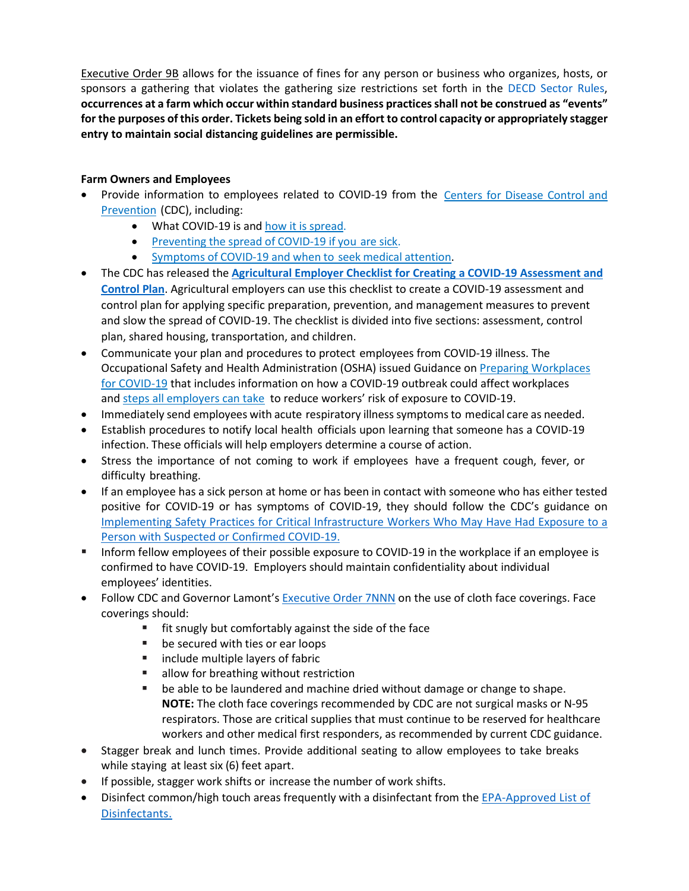Executive Order 9B allows for the issuance of fines for any person or business who organizes, hosts, or sponsors a gathering that violates the gathering size restrictions set forth in the DECD Sector Rules, **occurrences at a farm which occur within standard business practices shall not be construed as "events" for the purposes of this order. Tickets being sold in an effort to control capacity or appropriately stagger entry to maintain social distancing guidelines are permissible.**

**Farm Owners and Employees**

- Provide information to employees related to COVID-19 from the Centers for Disease Control and Prevention (CDC), including:
  - What COVID-19 is and how it is spread.
  - Preventing the spread of COVID-19 if you are sick.
  - Symptoms of COVID-19 and when to seek medical attention.
- The CDC has released the **Agricultural Employer Checklist for Creating a COVID-19 Assessment and Control Plan**. Agricultural employers can use this checklist to create a COVID-19 assessment and control plan for applying specific preparation, prevention, and management measures to prevent and slow the spread of COVID-19. The checklist is divided into five sections: assessment, control plan, shared housing, transportation, and children.
- Communicate your plan and procedures to protect employees from COVID-19 illness. The Occupational Safety and Health Administration (OSHA) issued Guidance on Preparing Workplaces for COVID-19 that includes information on how a COVID-19 outbreak could affect workplaces and steps all employers can take to reduce workers' risk of exposure to COVID-19.
- Immediately send employees with acute respiratory illness symptoms to medical care as needed.
- Establish procedures to notify local health officials upon learning that someone has a COVID-19 infection. These officials will help employers determine a course of action.
- Stress the importance of not coming to work if employees have a frequent cough, fever, or difficulty breathing.
- If an employee has a sick person at home or has been in contact with someone who has either tested positive for COVID-19 or has symptoms of COVID-19, they should follow the CDC's guidance on Implementing Safety Practices for Critical Infrastructure Workers Who May Have Had Exposure to a Person with Suspected or Confirmed COVID-19.
- Inform fellow employees of their possible exposure to COVID-19 in the workplace if an employee is confirmed to have COVID-19. Employers should maintain confidentiality about individual employees' identities.
- Follow CDC and Governor Lamont's Executive Order 7NNN on the use of cloth face coverings. Face coverings should:
  - fit snugly but comfortably against the side of the face
  - be secured with ties or ear loops
  - include multiple layers of fabric
  - allow for breathing without restriction
  - be able to be laundered and machine dried without damage or change to shape.
    **NOTE:** The cloth face coverings recommended by CDC are not surgical masks or N-95 respirators. Those are critical supplies that must continue to be reserved for healthcare workers and other medical first responders, as recommended by current CDC guidance.
- Stagger break and lunch times. Provide additional seating to allow employees to take breaks while staying at least six (6) feet apart.
- If possible, stagger work shifts or increase the number of work shifts.
- Disinfect common/high touch areas frequently with a disinfectant from the EPA-Approved List of Disinfectants.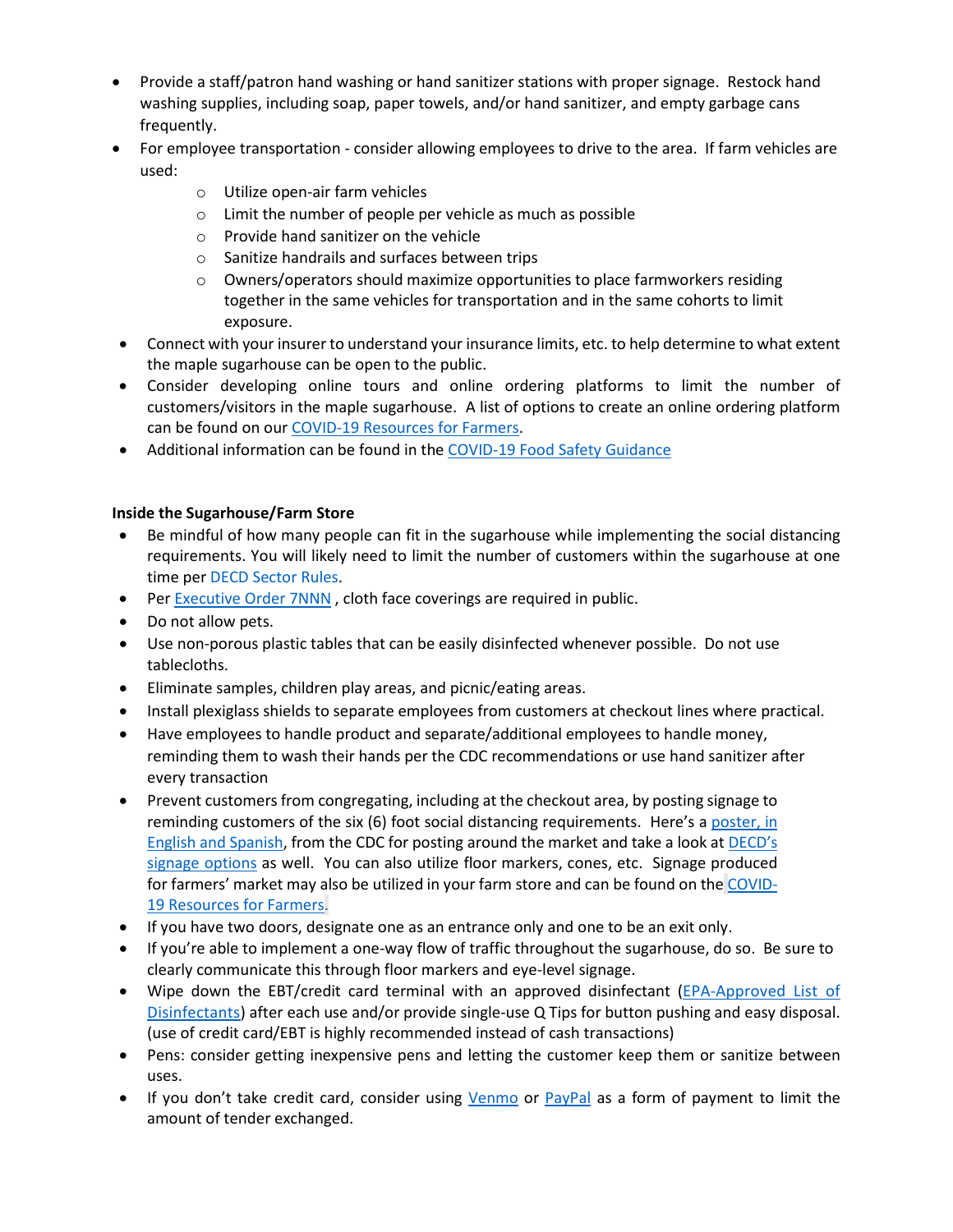- Provide a staff/patron hand washing or hand sanitizer stations with proper signage. Restock hand washing supplies, including soap, paper towels, and/or hand sanitizer, and empty garbage cans frequently.
- For employee transportation - consider allowing employees to drive to the area. If farm vehicles are used:
    - Utilize open-air farm vehicles
    - Limit the number of people per vehicle as much as possible
    - Provide hand sanitizer on the vehicle
    - Sanitize handrails and surfaces between trips
    - Owners/operators should maximize opportunities to place farmworkers residing together in the same vehicles for transportation and in the same cohorts to limit exposure.
- Connect with your insurer to understand your insurance limits, etc. to help determine to what extent the maple sugarhouse can be open to the public.
- Consider developing online tours and online ordering platforms to limit the number of customers/visitors in the maple sugarhouse. A list of options to create an online ordering platform can be found on our COVID-19 Resources for Farmers.
- Additional information can be found in the COVID-19 Food Safety Guidance

**Inside the Sugarhouse/Farm Store**

- Be mindful of how many people can fit in the sugarhouse while implementing the social distancing requirements. You will likely need to limit the number of customers within the sugarhouse at one time per DECD Sector Rules.
- Per Executive Order 7NNN , cloth face coverings are required in public.
- Do not allow pets.
- Use non-porous plastic tables that can be easily disinfected whenever possible. Do not use tablecloths.
- Eliminate samples, children play areas, and picnic/eating areas.
- Install plexiglass shields to separate employees from customers at checkout lines where practical.
- Have employees to handle product and separate/additional employees to handle money, reminding them to wash their hands per the CDC recommendations or use hand sanitizer after every transaction
- Prevent customers from congregating, including at the checkout area, by posting signage to reminding customers of the six (6) foot social distancing requirements. Here's a poster, in English and Spanish, from the CDC for posting around the market and take a look at DECD's signage options as well. You can also utilize floor markers, cones, etc. Signage produced for farmers' market may also be utilized in your farm store and can be found on the COVID-19 Resources for Farmers.
- If you have two doors, designate one as an entrance only and one to be an exit only.
- If you're able to implement a one-way flow of traffic throughout the sugarhouse, do so. Be sure to clearly communicate this through floor markers and eye-level signage.
- Wipe down the EBT/credit card terminal with an approved disinfectant (EPA-Approved List of Disinfectants) after each use and/or provide single-use Q Tips for button pushing and easy disposal. (use of credit card/EBT is highly recommended instead of cash transactions)
- Pens: consider getting inexpensive pens and letting the customer keep them or sanitize between uses.
- If you don't take credit card, consider using Venmo or PayPal as a form of payment to limit the amount of tender exchanged.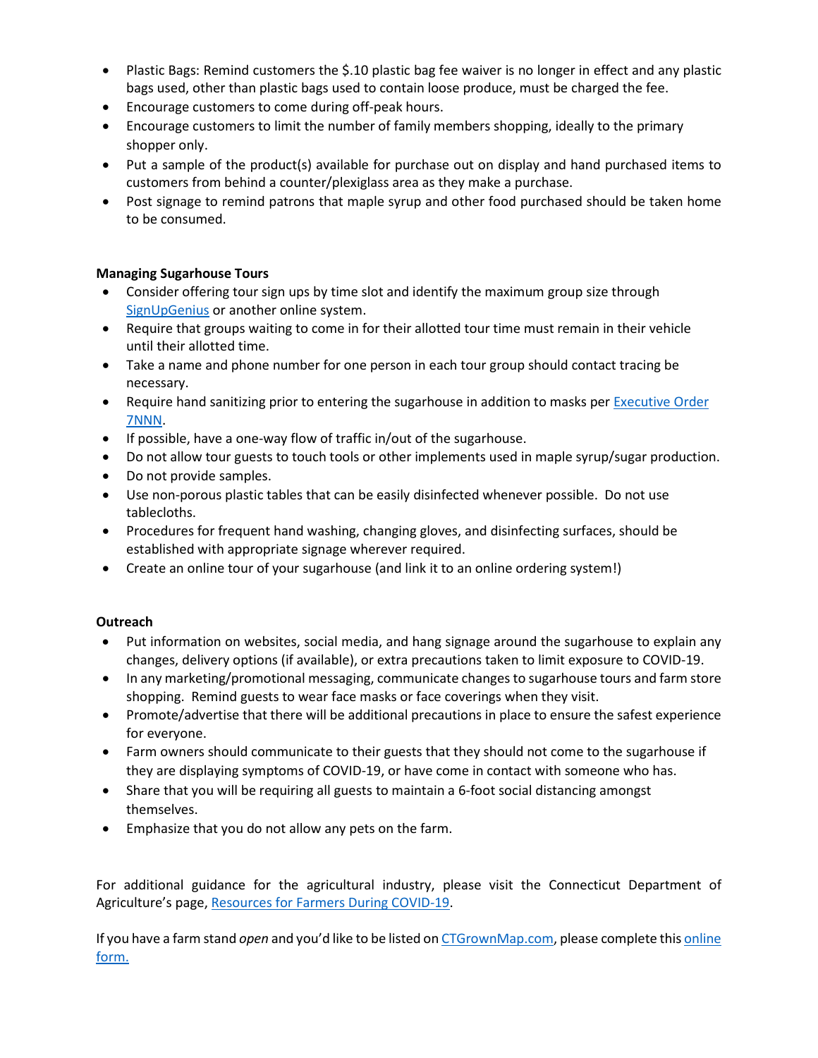- Plastic Bags: Remind customers the $.10 plastic bag fee waiver is no longer in effect and any plastic bags used, other than plastic bags used to contain loose produce, must be charged the fee.
- Encourage customers to come during off-peak hours.
- Encourage customers to limit the number of family members shopping, ideally to the primary shopper only.
- Put a sample of the product(s) available for purchase out on display and hand purchased items to customers from behind a counter/plexiglass area as they make a purchase.
- Post signage to remind patrons that maple syrup and other food purchased should be taken home to be consumed.

**Managing Sugarhouse Tours**

- Consider offering tour sign ups by time slot and identify the maximum group size through SignUpGenius or another online system.
- Require that groups waiting to come in for their allotted tour time must remain in their vehicle until their allotted time.
- Take a name and phone number for one person in each tour group should contact tracing be necessary.
- Require hand sanitizing prior to entering the sugarhouse in addition to masks per Executive Order 7NNN.
- If possible, have a one-way flow of traffic in/out of the sugarhouse.
- Do not allow tour guests to touch tools or other implements used in maple syrup/sugar production.
- Do not provide samples.
- Use non-porous plastic tables that can be easily disinfected whenever possible. Do not use tablecloths.
- Procedures for frequent hand washing, changing gloves, and disinfecting surfaces, should be established with appropriate signage wherever required.
- Create an online tour of your sugarhouse (and link it to an online ordering system!)

**Outreach**

- Put information on websites, social media, and hang signage around the sugarhouse to explain any changes, delivery options (if available), or extra precautions taken to limit exposure to COVID-19.
- In any marketing/promotional messaging, communicate changes to sugarhouse tours and farm store shopping. Remind guests to wear face masks or face coverings when they visit.
- Promote/advertise that there will be additional precautions in place to ensure the safest experience for everyone.
- Farm owners should communicate to their guests that they should not come to the sugarhouse if they are displaying symptoms of COVID-19, or have come in contact with someone who has.
- Share that you will be requiring all guests to maintain a 6-foot social distancing amongst themselves.
- Emphasize that you do not allow any pets on the farm.

For additional guidance for the agricultural industry, please visit the Connecticut Department of Agriculture's page, Resources for Farmers During COVID-19.

If you have a farm stand *open* and you'd like to be listed on CTGrownMap.com, please complete this online form.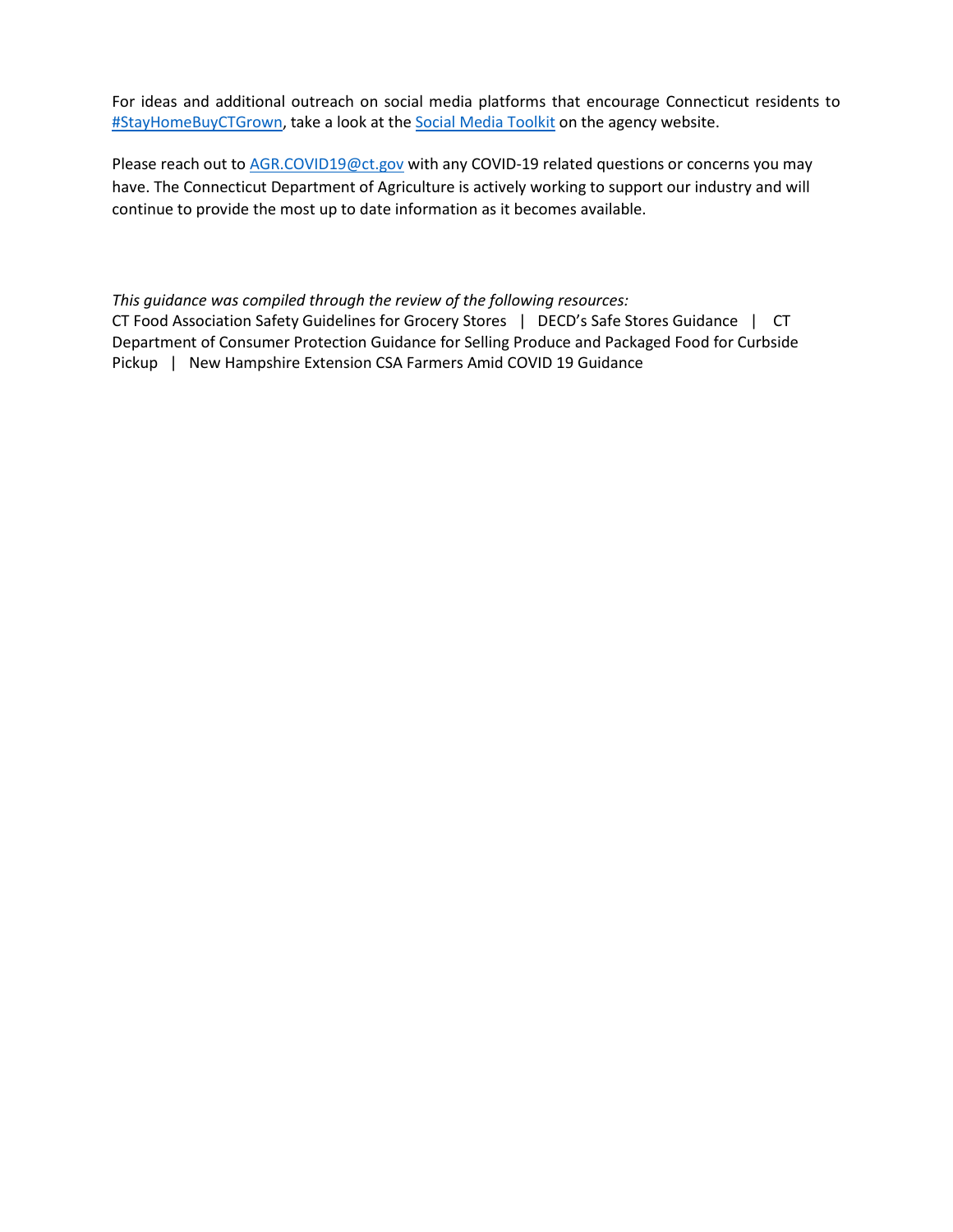For ideas and additional outreach on social media platforms that encourage Connecticut residents to #StayHomeBuyCTGrown, take a look at the Social Media Toolkit on the agency website.

Please reach out to AGR.COVID19@ct.gov with any COVID-19 related questions or concerns you may have. The Connecticut Department of Agriculture is actively working to support our industry and will continue to provide the most up to date information as it becomes available.

*This guidance was compiled through the review of the following resources:*
CT Food Association Safety Guidelines for Grocery Stores | DECD's Safe Stores Guidance | CT Department of Consumer Protection Guidance for Selling Produce and Packaged Food for Curbside Pickup | New Hampshire Extension CSA Farmers Amid COVID 19 Guidance